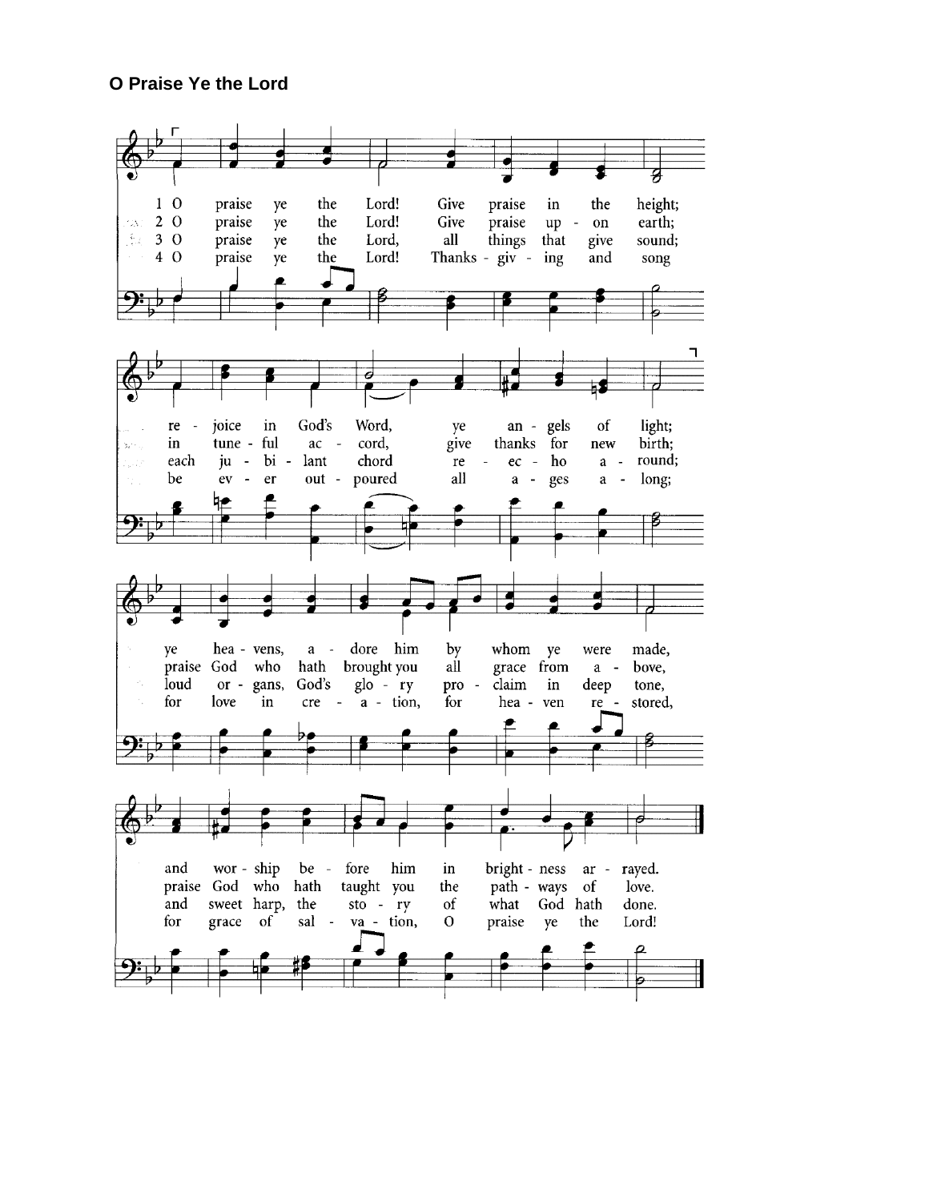## O Praise Ye the Lord

1 O praise ye the Lord! Give praise in the height;
re - joice in God's Word, ye an - gels of light;
ye hea - vens, a - dore him by whom ye were made,
and wor - ship be - fore him in bright - ness ar - rayed.

2 O praise ye the Lord! Give praise up - on earth;
in tune - ful ac - cord, give thanks for new birth;
praise God who hath brought you all grace from a - bove,
praise God who hath taught you the path - ways of love.

3 O praise ye the Lord, all things that give sound;
each ju - bi - lant chord re - ec - ho a - round;
loud or - gans, God's glo - ry pro - claim in deep tone,
and sweet harp, the sto - ry of what God hath done.

4 O praise ye the Lord! Thanks - giv - ing and song
be ev - er out - poured all a - ges a - long;
for love in cre - a - tion, for hea - ven re - stored,
for grace of sal - va - tion, O praise ye the Lord!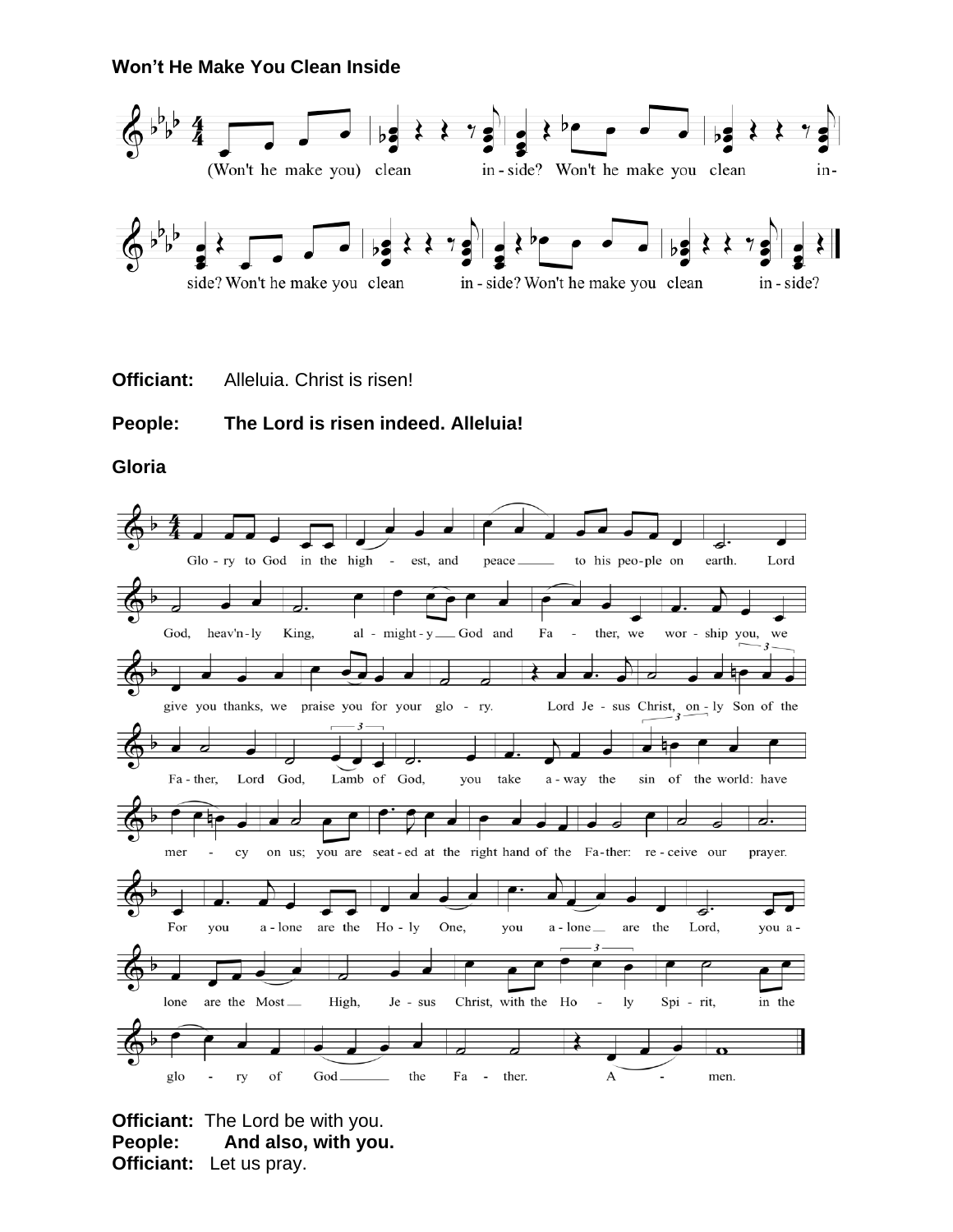**Won't He Make You Clean Inside**

(Won't he make you) clean in-side? Won't he make you clean in-side? Won't he make you clean in-side? Won't he make you clean in-side?

**Officiant:** Alleluia. Christ is risen!

**People:** **The Lord is risen indeed. Alleluia!**

**Gloria**

Glo-ry to God in the high-est, and peace to his peo-ple on earth. Lord God, heav'n-ly King, al-might-y God and Fa-ther, we wor-ship you, we give you thanks, we praise you for your glo-ry. Lord Je-sus Christ, on-ly Son of the Fa-ther, Lord God, Lamb of God, you take a-way the sin of the world: have mer-cy on us; you are seat-ed at the right hand of the Fa-ther: re-ceive our prayer. For you a-lone are the Ho-ly One, you a-lone are the Lord, you a-lone are the Most High, Je-sus Christ, with the Ho-ly Spi-rit, in the glo-ry of God the Fa-ther. A-men.

**Officiant:** The Lord be with you.
**People:** **And also, with you.**
**Officiant:** Let us pray.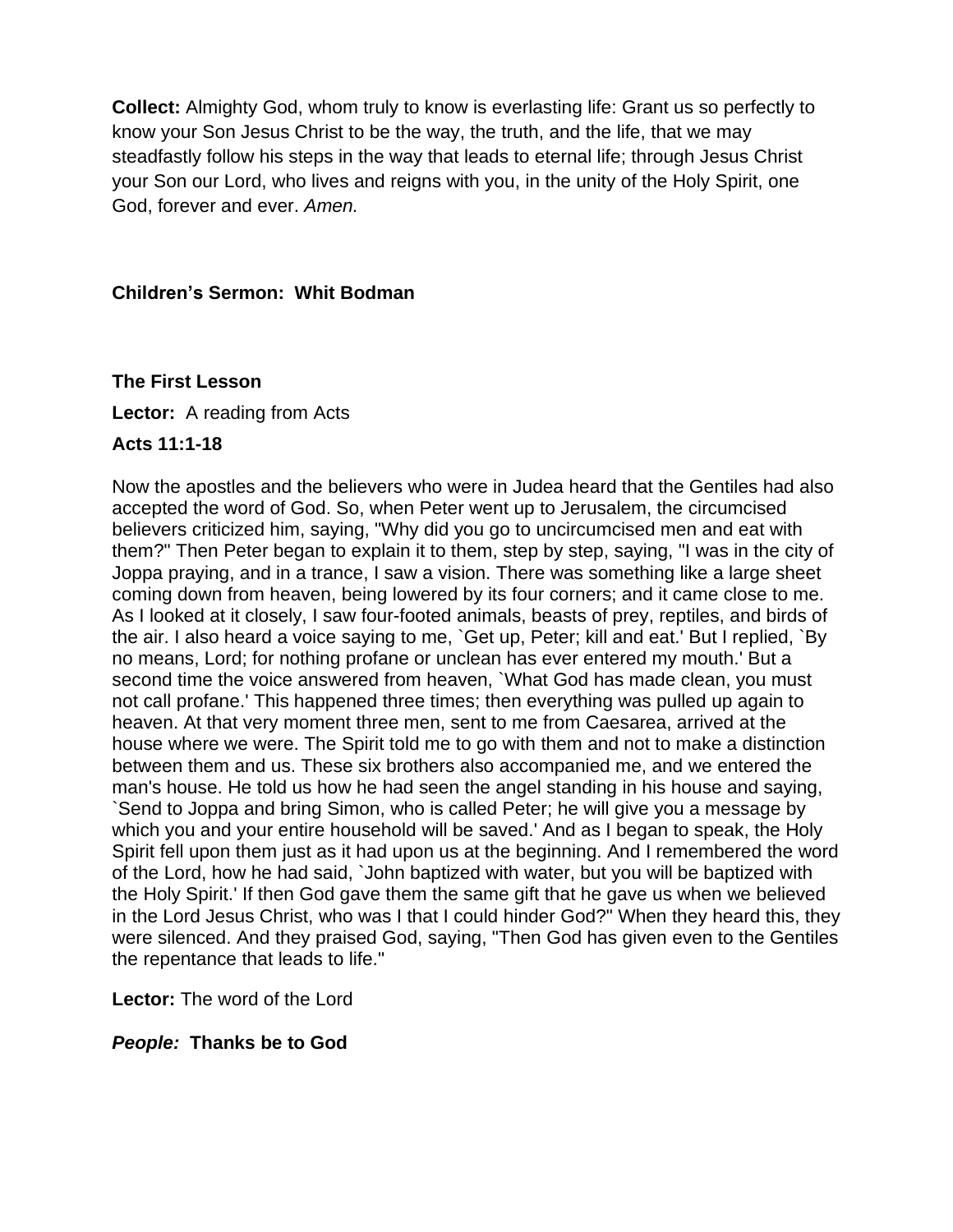**Collect:** Almighty God, whom truly to know is everlasting life: Grant us so perfectly to know your Son Jesus Christ to be the way, the truth, and the life, that we may steadfastly follow his steps in the way that leads to eternal life; through Jesus Christ your Son our Lord, who lives and reigns with you, in the unity of the Holy Spirit, one God, forever and ever. *Amen.*

**Children's Sermon: Whit Bodman**

**The First Lesson**

**Lector:** A reading from Acts

**Acts 11:1-18**

Now the apostles and the believers who were in Judea heard that the Gentiles had also accepted the word of God. So, when Peter went up to Jerusalem, the circumcised believers criticized him, saying, "Why did you go to uncircumcised men and eat with them?" Then Peter began to explain it to them, step by step, saying, "I was in the city of Joppa praying, and in a trance, I saw a vision. There was something like a large sheet coming down from heaven, being lowered by its four corners; and it came close to me. As I looked at it closely, I saw four-footed animals, beasts of prey, reptiles, and birds of the air. I also heard a voice saying to me, `Get up, Peter; kill and eat.' But I replied, `By no means, Lord; for nothing profane or unclean has ever entered my mouth.' But a second time the voice answered from heaven, `What God has made clean, you must not call profane.' This happened three times; then everything was pulled up again to heaven. At that very moment three men, sent to me from Caesarea, arrived at the house where we were. The Spirit told me to go with them and not to make a distinction between them and us. These six brothers also accompanied me, and we entered the man's house. He told us how he had seen the angel standing in his house and saying, `Send to Joppa and bring Simon, who is called Peter; he will give you a message by which you and your entire household will be saved.' And as I began to speak, the Holy Spirit fell upon them just as it had upon us at the beginning. And I remembered the word of the Lord, how he had said, `John baptized with water, but you will be baptized with the Holy Spirit.' If then God gave them the same gift that he gave us when we believed in the Lord Jesus Christ, who was I that I could hinder God?" When they heard this, they were silenced. And they praised God, saying, "Then God has given even to the Gentiles the repentance that leads to life."

**Lector:** The word of the Lord

***People:*** **Thanks be to God**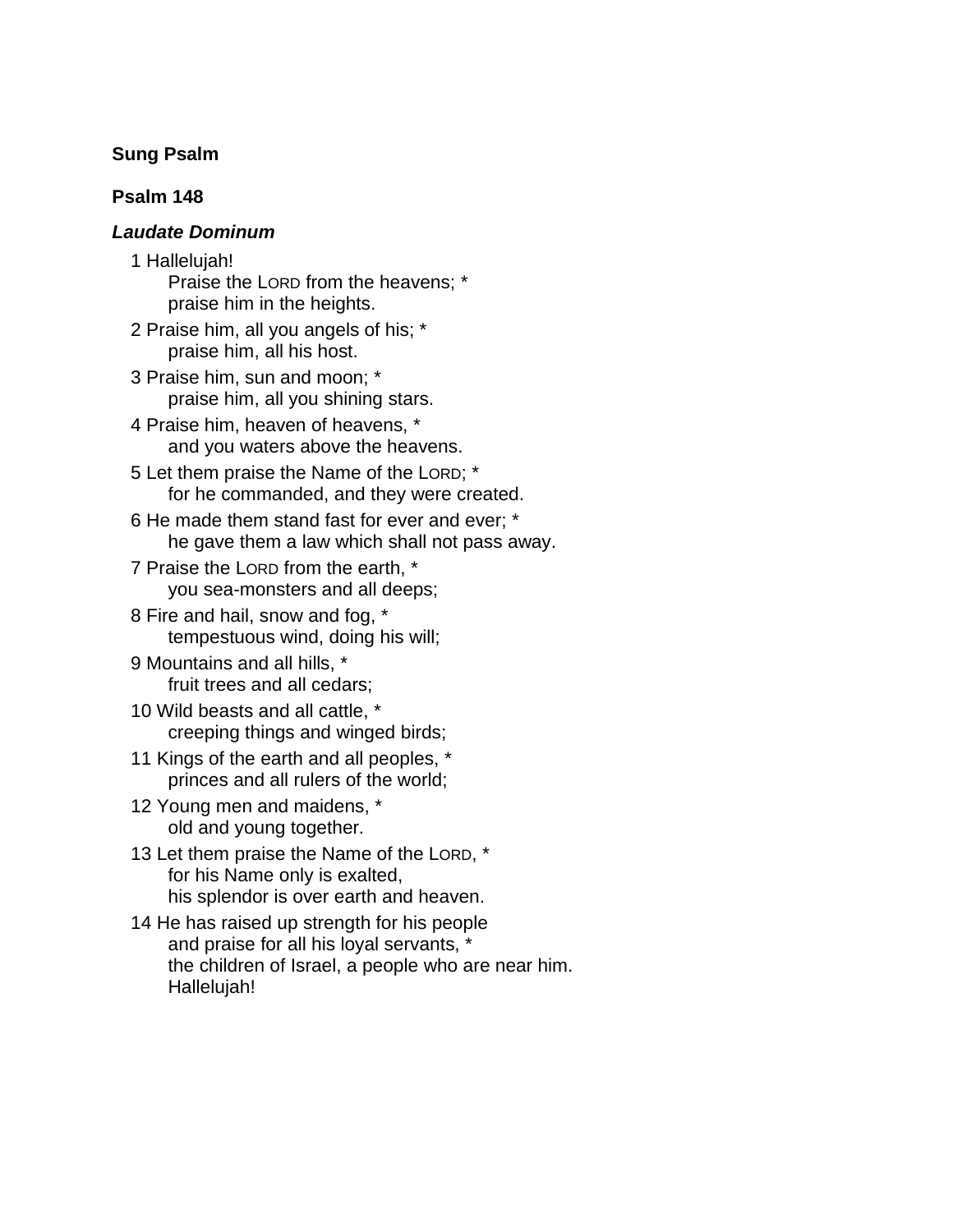**Sung Psalm**

**Psalm 148**

***Laudate Dominum***

1 Hallelujah!
Praise the LORD from the heavens; *
praise him in the heights.

2 Praise him, all you angels of his; *
praise him, all his host.

3 Praise him, sun and moon; *
praise him, all you shining stars.

4 Praise him, heaven of heavens, *
and you waters above the heavens.

5 Let them praise the Name of the LORD; *
for he commanded, and they were created.

6 He made them stand fast for ever and ever; *
he gave them a law which shall not pass away.

7 Praise the LORD from the earth, *
you sea-monsters and all deeps;

8 Fire and hail, snow and fog, *
tempestuous wind, doing his will;

9 Mountains and all hills, *
fruit trees and all cedars;

10 Wild beasts and all cattle, *
creeping things and winged birds;

11 Kings of the earth and all peoples, *
princes and all rulers of the world;

12 Young men and maidens, *
old and young together.

13 Let them praise the Name of the LORD, *
for his Name only is exalted,
his splendor is over earth and heaven.

14 He has raised up strength for his people
and praise for all his loyal servants, *
the children of Israel, a people who are near him.
Hallelujah!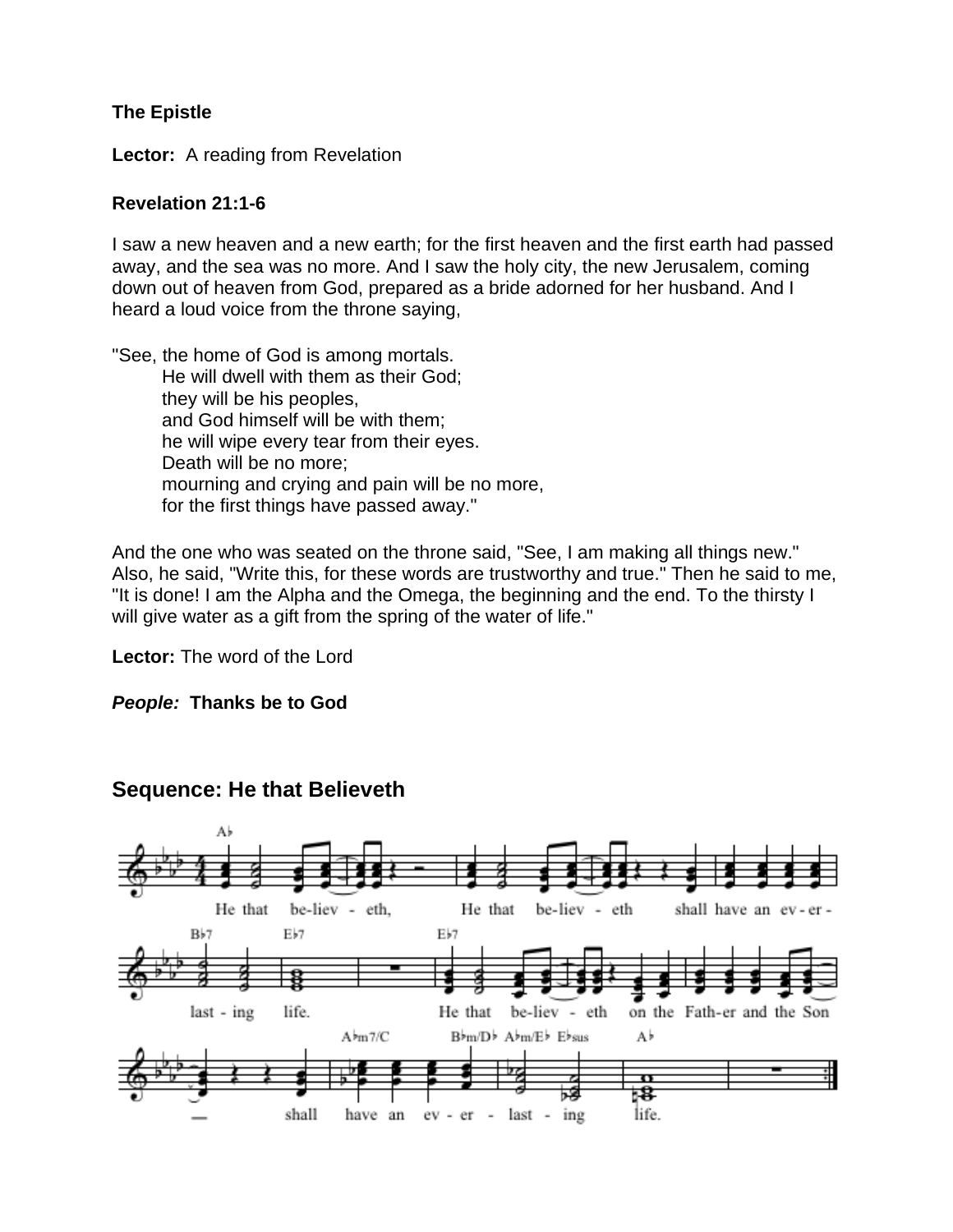**The Epistle**

**Lector:** A reading from Revelation

**Revelation 21:1-6**

I saw a new heaven and a new earth; for the first heaven and the first earth had passed away, and the sea was no more. And I saw the holy city, the new Jerusalem, coming down out of heaven from God, prepared as a bride adorned for her husband. And I heard a loud voice from the throne saying,

"See, the home of God is among mortals.
He will dwell with them as their God;
they will be his peoples,
and God himself will be with them;
he will wipe every tear from their eyes.
Death will be no more;
mourning and crying and pain will be no more,
for the first things have passed away."

And the one who was seated on the throne said, "See, I am making all things new." Also, he said, "Write this, for these words are trustworthy and true." Then he said to me, "It is done! I am the Alpha and the Omega, the beginning and the end. To the thirsty I will give water as a gift from the spring of the water of life."

**Lector:** The word of the Lord

***People:*** **Thanks be to God**

## Sequence: He that Believeth

He that be-liev-eth, He that be-liev-eth shall have an ev-er-last-ing life. He that be-liev-eth on the Fath-er and the Son shall have an ev-er-last-ing life.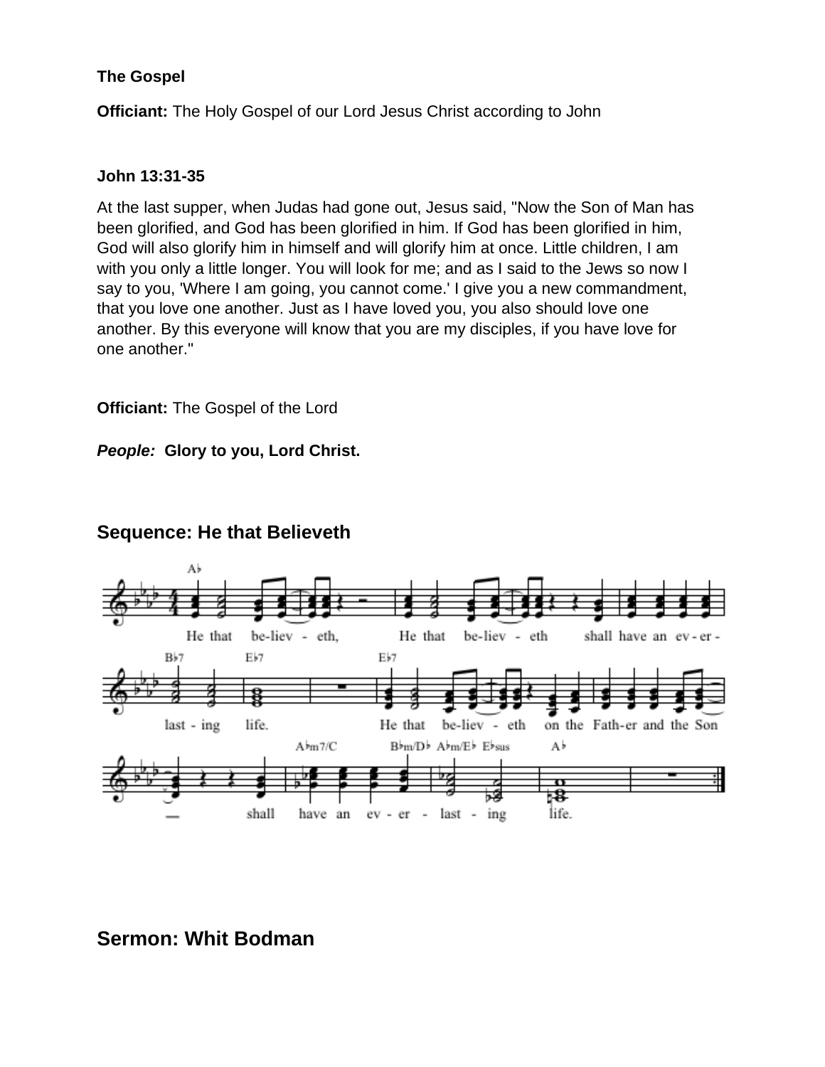**The Gospel**

**Officiant:** The Holy Gospel of our Lord Jesus Christ according to John

**John 13:31-35**

At the last supper, when Judas had gone out, Jesus said, "Now the Son of Man has been glorified, and God has been glorified in him. If God has been glorified in him, God will also glorify him in himself and will glorify him at once. Little children, I am with you only a little longer. You will look for me; and as I said to the Jews so now I say to you, 'Where I am going, you cannot come.' I give you a new commandment, that you love one another. Just as I have loved you, you also should love one another. By this everyone will know that you are my disciples, if you have love for one another."

**Officiant:** The Gospel of the Lord

***People:*** **Glory to you, Lord Christ.**

## Sequence: He that Believeth

He that believ - eth, He that be-liev - eth shall have an ev - er - last - ing life. He that be-liev - eth on the Fath-er and the Son — shall have an ev - er - last - ing life.

## Sermon: Whit Bodman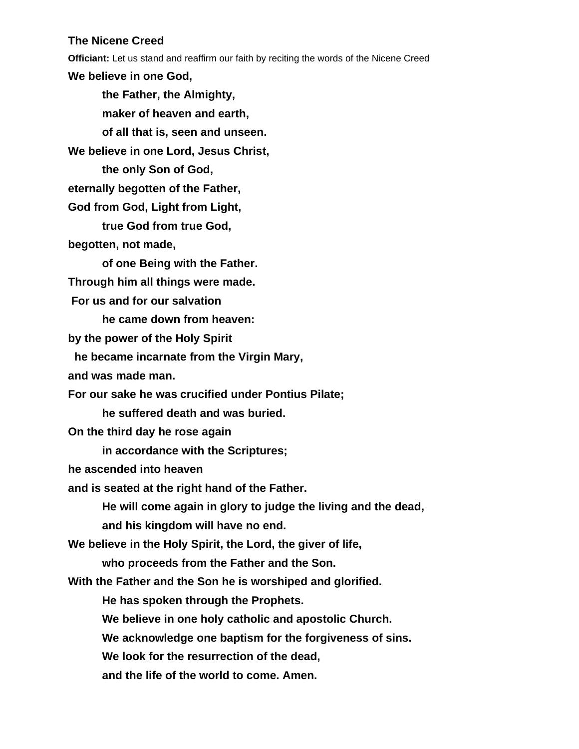**The Nicene Creed**

**Officiant:** Let us stand and reaffirm our faith by reciting the words of the Nicene Creed

**We believe in one God,**
**the Father, the Almighty,**
**maker of heaven and earth,**
**of all that is, seen and unseen.**
**We believe in one Lord, Jesus Christ,**
**the only Son of God,**
**eternally begotten of the Father,**
**God from God, Light from Light,**
**true God from true God,**
**begotten, not made,**
**of one Being with the Father.**
**Through him all things were made.**
**For us and for our salvation**
**he came down from heaven:**
**by the power of the Holy Spirit**
**he became incarnate from the Virgin Mary,**
**and was made man.**
**For our sake he was crucified under Pontius Pilate;**
**he suffered death and was buried.**
**On the third day he rose again**
**in accordance with the Scriptures;**
**he ascended into heaven**
**and is seated at the right hand of the Father.**
**He will come again in glory to judge the living and the dead,**
**and his kingdom will have no end.**
**We believe in the Holy Spirit, the Lord, the giver of life,**
**who proceeds from the Father and the Son.**
**With the Father and the Son he is worshiped and glorified.**
**He has spoken through the Prophets.**
**We believe in one holy catholic and apostolic Church.**
**We acknowledge one baptism for the forgiveness of sins.**
**We look for the resurrection of the dead,**
**and the life of the world to come. Amen.**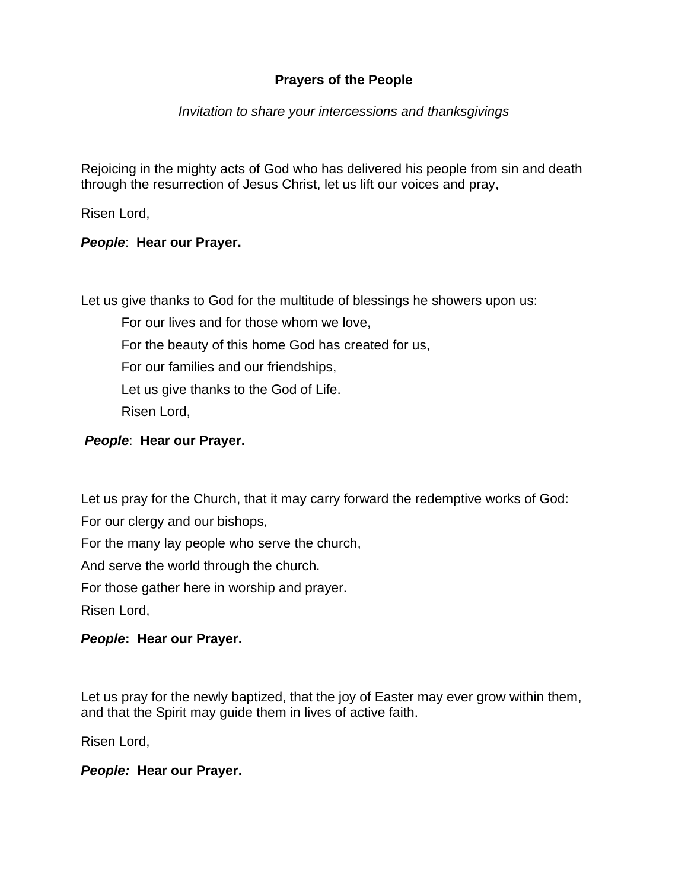## Prayers of the People

*Invitation to share your intercessions and thanksgivings*

Rejoicing in the mighty acts of God who has delivered his people from sin and death through the resurrection of Jesus Christ, let us lift our voices and pray,

Risen Lord,

***People***: **Hear our Prayer.**

Let us give thanks to God for the multitude of blessings he showers upon us:

For our lives and for those whom we love,

For the beauty of this home God has created for us,

For our families and our friendships,

Let us give thanks to the God of Life.

Risen Lord,

***People***: **Hear our Prayer.**

Let us pray for the Church, that it may carry forward the redemptive works of God:

For our clergy and our bishops,

For the many lay people who serve the church,

And serve the world through the church.

For those gather here in worship and prayer.

Risen Lord,

***People*****: Hear our Prayer.**

Let us pray for the newly baptized, that the joy of Easter may ever grow within them, and that the Spirit may guide them in lives of active faith.

Risen Lord,

***People:*** **Hear our Prayer.**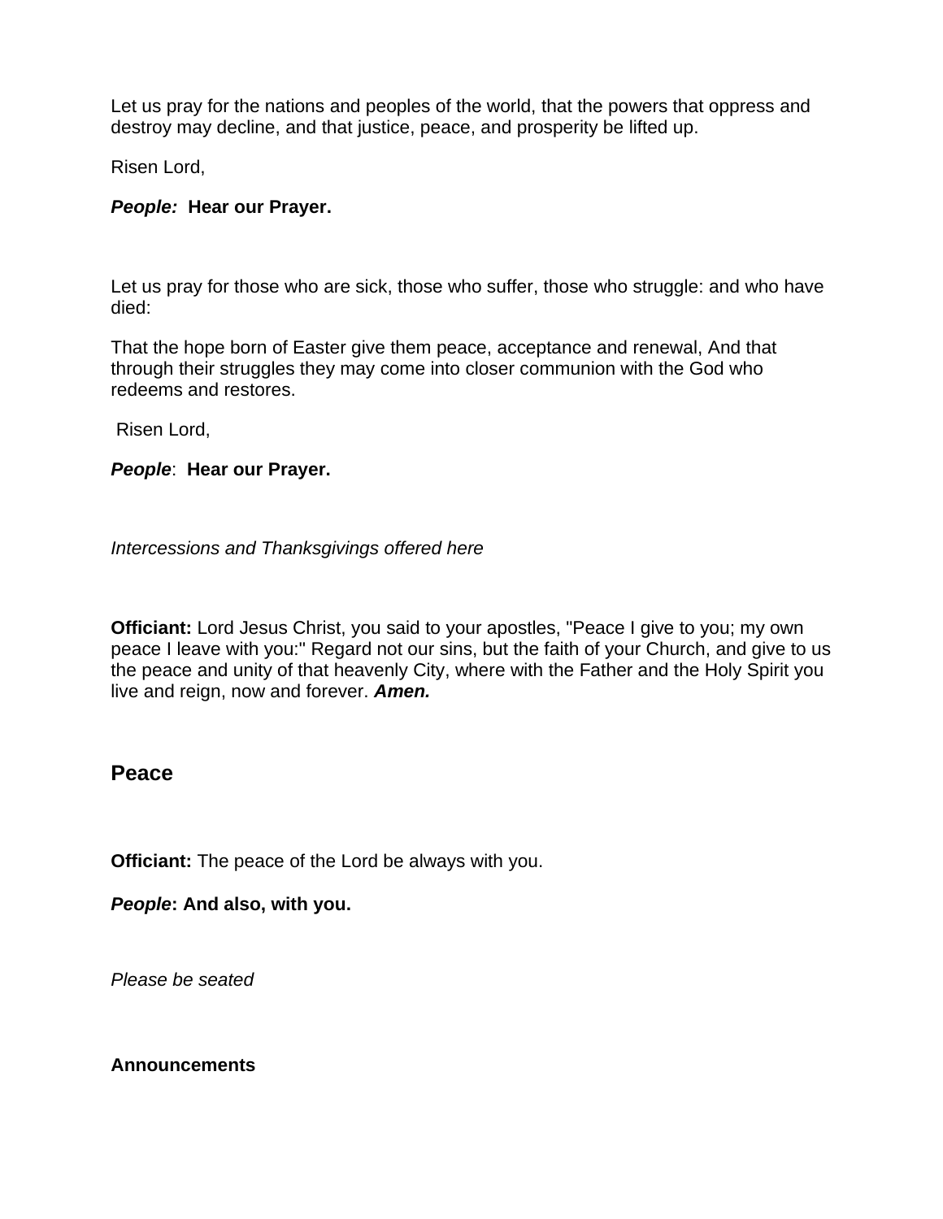Let us pray for the nations and peoples of the world, that the powers that oppress and destroy may decline, and that justice, peace, and prosperity be lifted up.

Risen Lord,

***People:*** **Hear our Prayer.**

Let us pray for those who are sick, those who suffer, those who struggle: and who have died:

That the hope born of Easter give them peace, acceptance and renewal, And that through their struggles they may come into closer communion with the God who redeems and restores.

Risen Lord,

***People***: **Hear our Prayer.**

*Intercessions and Thanksgivings offered here*

**Officiant:** Lord Jesus Christ, you said to your apostles, "Peace I give to you; my own peace I leave with you:" Regard not our sins, but the faith of your Church, and give to us the peace and unity of that heavenly City, where with the Father and the Holy Spirit you live and reign, now and forever. ***Amen.***

## Peace

**Officiant:** The peace of the Lord be always with you.

***People*: And also, with you.**

*Please be seated*

**Announcements**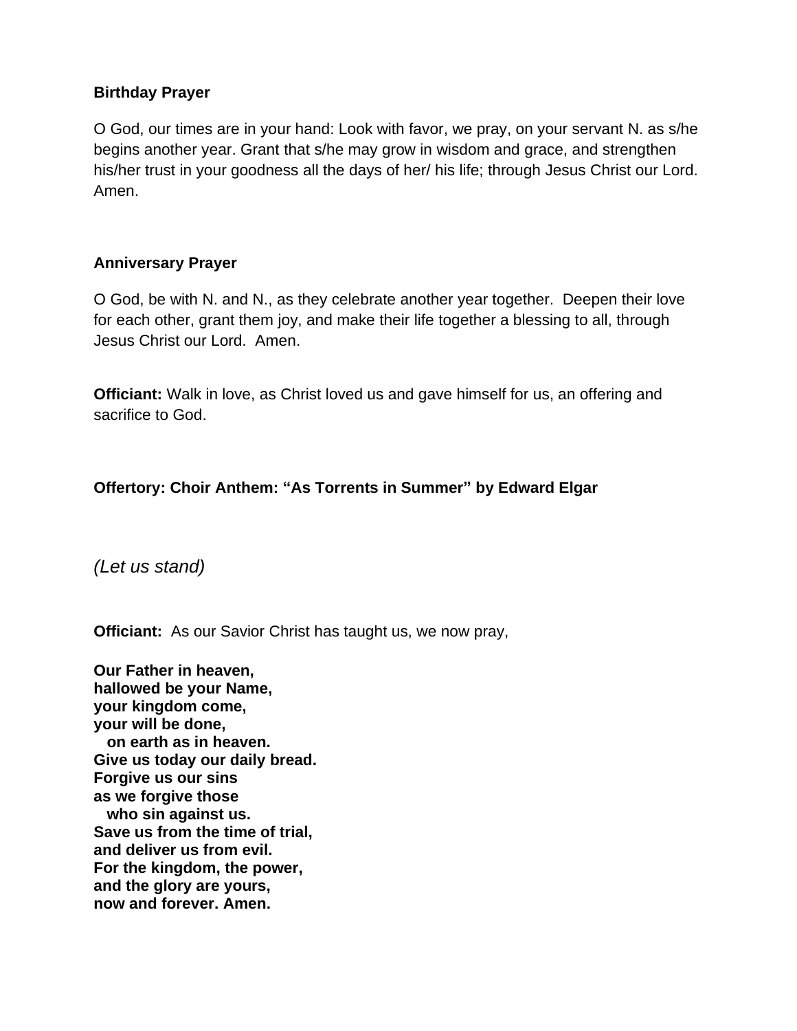**Birthday Prayer**

O God, our times are in your hand: Look with favor, we pray, on your servant N. as s/he begins another year. Grant that s/he may grow in wisdom and grace, and strengthen his/her trust in your goodness all the days of her/ his life; through Jesus Christ our Lord. Amen.

**Anniversary Prayer**

O God, be with N. and N., as they celebrate another year together. Deepen their love for each other, grant them joy, and make their life together a blessing to all, through Jesus Christ our Lord. Amen.

**Officiant:** Walk in love, as Christ loved us and gave himself for us, an offering and sacrifice to God.

**Offertory: Choir Anthem: "As Torrents in Summer" by Edward Elgar**

*(Let us stand)*

**Officiant:** As our Savior Christ has taught us, we now pray,

**Our Father in heaven,**
**hallowed be your Name,**
**your kingdom come,**
**your will be done,**
**on earth as in heaven.**
**Give us today our daily bread.**
**Forgive us our sins**
**as we forgive those**
**who sin against us.**
**Save us from the time of trial,**
**and deliver us from evil.**
**For the kingdom, the power,**
**and the glory are yours,**
**now and forever. Amen.**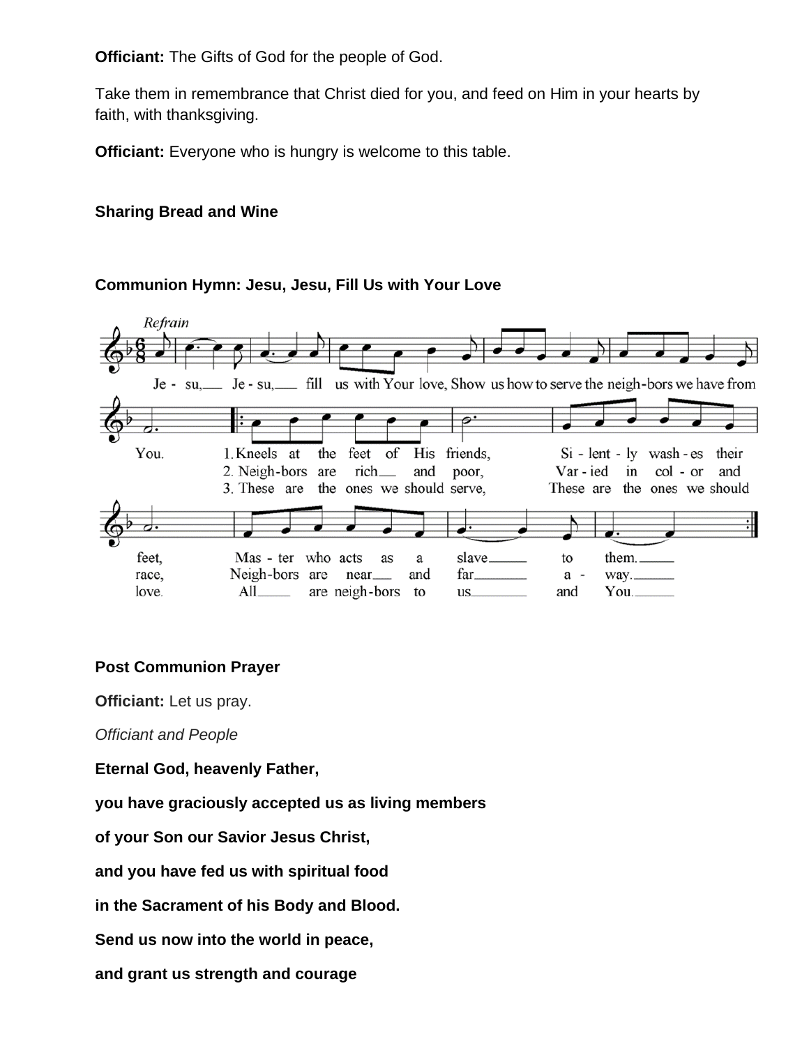**Officiant:** The Gifts of God for the people of God.

Take them in remembrance that Christ died for you, and feed on Him in your hearts by faith, with thanksgiving.

**Officiant:** Everyone who is hungry is welcome to this table.

**Sharing Bread and Wine**

**Communion Hymn: Jesu, Jesu, Fill Us with Your Love**

*Refrain*

Je - su, Je - su, fill us with Your love, Show us how to serve the neigh-bors we have from You.

1. Kneels at the feet of His friends, Si - lent - ly wash - es their feet, Mas - ter who acts as a slave to them.
2. Neigh-bors are rich and poor, Var - ied in col - or and race, Neigh-bors are near and far a - way.
3. These are the ones we should serve, These are the ones we should love. All are neigh-bors to us and You.

**Post Communion Prayer**

**Officiant:** Let us pray.

*Officiant and People*

**Eternal God, heavenly Father,**

**you have graciously accepted us as living members**

**of your Son our Savior Jesus Christ,**

**and you have fed us with spiritual food**

**in the Sacrament of his Body and Blood.**

**Send us now into the world in peace,**

**and grant us strength and courage**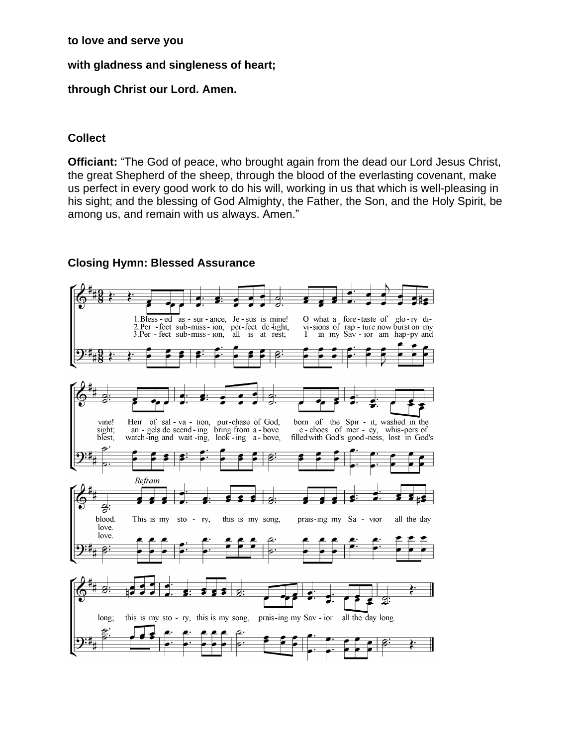**to love and serve you**

**with gladness and singleness of heart;**

**through Christ our Lord. Amen.**

### Collect

**Officiant:** “The God of peace, who brought again from the dead our Lord Jesus Christ, the great Shepherd of the sheep, through the blood of the everlasting covenant, make us perfect in every good work to do his will, working in us that which is well-pleasing in his sight; and the blessing of God Almighty, the Father, the Son, and the Holy Spirit, be among us, and remain with us always. Amen.”

### Closing Hymn: Blessed Assurance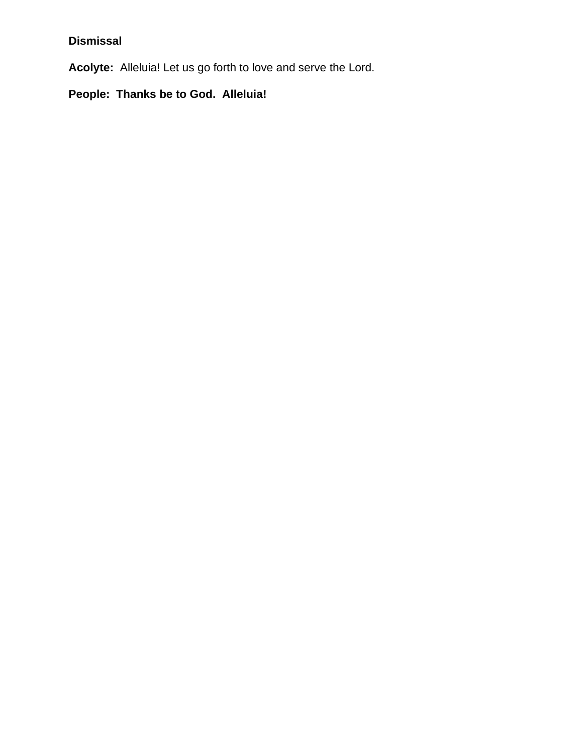**Dismissal**

**Acolyte:** Alleluia! Let us go forth to love and serve the Lord.

**People: Thanks be to God. Alleluia!**